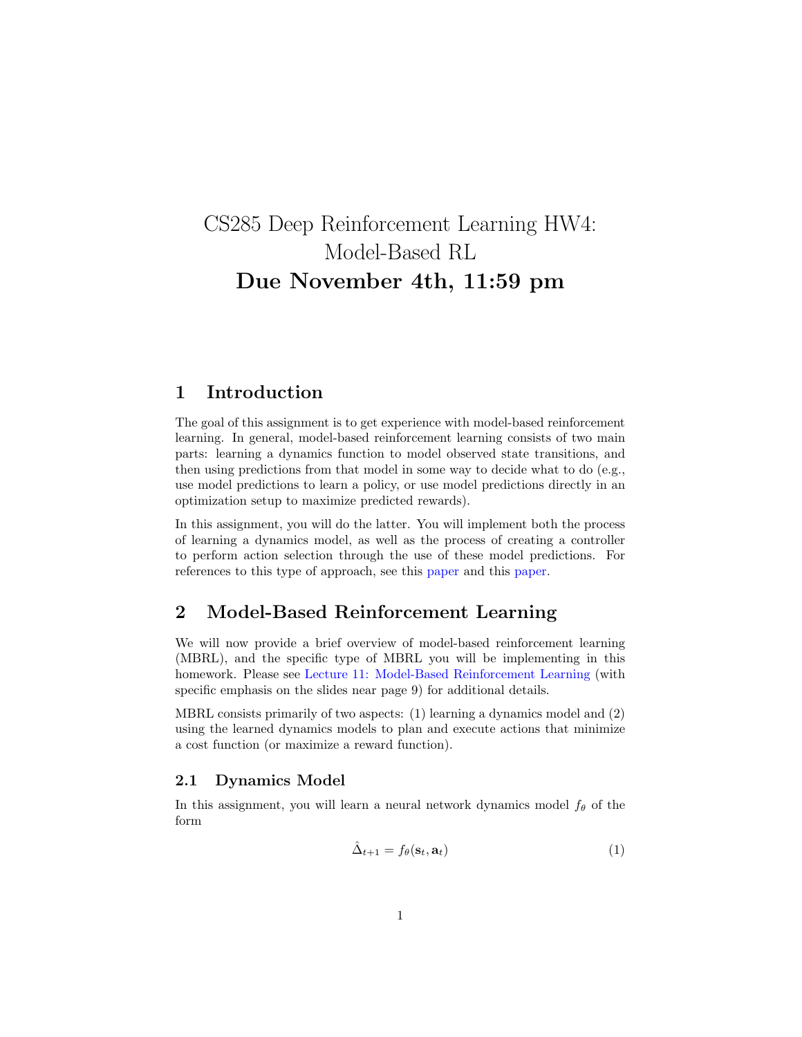# CS285 Deep Reinforcement Learning HW4: Model-Based RL

**Due November 4th, 11:59 pm**

## 1 Introduction

The goal of this assignment is to get experience with model-based reinforcement learning. In general, model-based reinforcement learning consists of two main parts: learning a dynamics function to model observed state transitions, and then using predictions from that model in some way to decide what to do (e.g., use model predictions to learn a policy, or use model predictions directly in an optimization setup to maximize predicted rewards).

In this assignment, you will do the latter. You will implement both the process of learning a dynamics model, as well as the process of creating a controller to perform action selection through the use of these model predictions. For references to this type of approach, see this paper and this paper.

## 2 Model-Based Reinforcement Learning

We will now provide a brief overview of model-based reinforcement learning (MBRL), and the specific type of MBRL you will be implementing in this homework. Please see Lecture 11: Model-Based Reinforcement Learning (with specific emphasis on the slides near page 9) for additional details.

MBRL consists primarily of two aspects: (1) learning a dynamics model and (2) using the learned dynamics models to plan and execute actions that minimize a cost function (or maximize a reward function).

### 2.1 Dynamics Model

In this assignment, you will learn a neural network dynamics model $f_\theta$ of the form

$$\hat{\Delta}_{t+1} = f_\theta(\mathbf{s}_t, \mathbf{a}_t) \tag{1}$$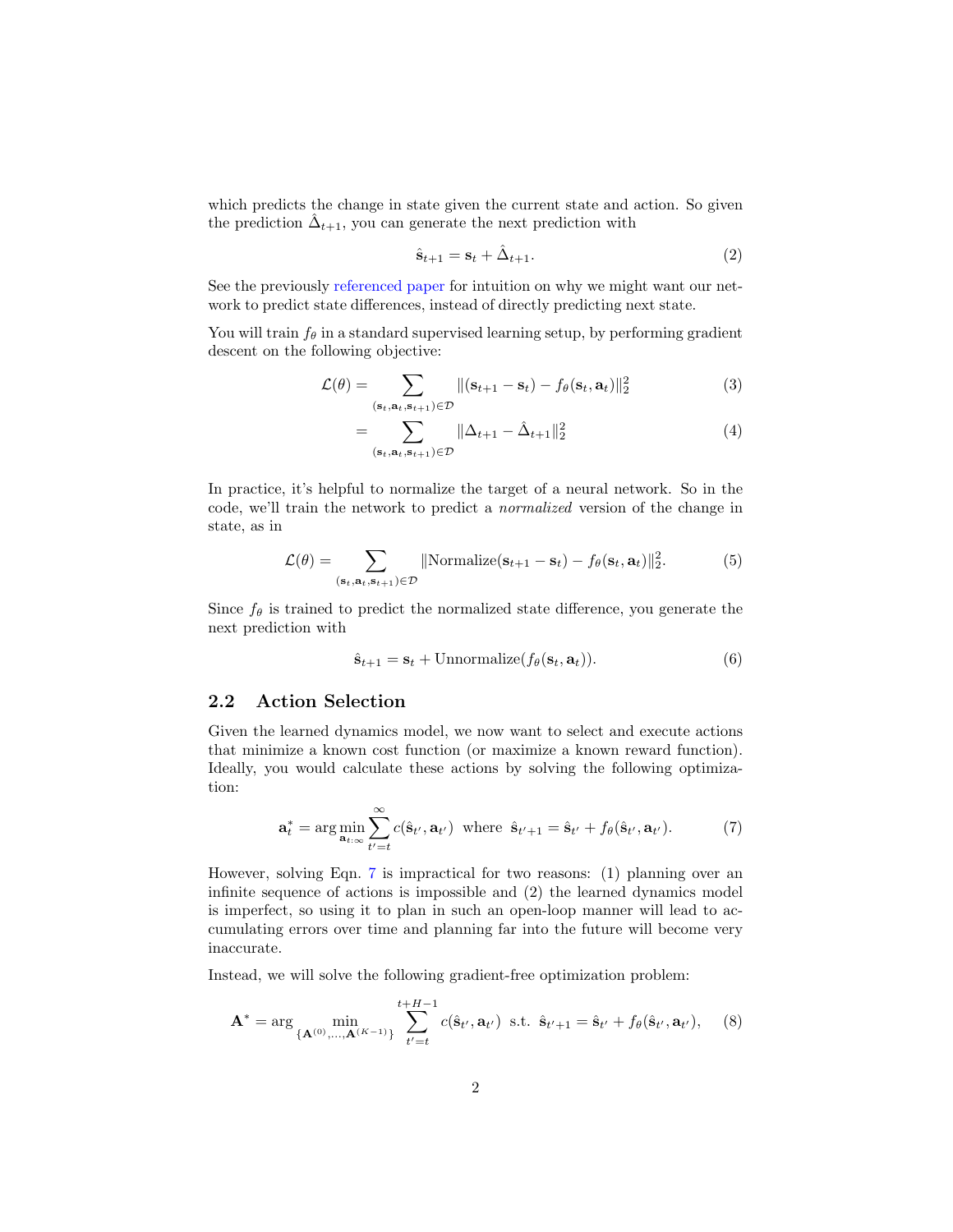which predicts the change in state given the current state and action. So given the prediction $\hat{\Delta}_{t+1}$, you can generate the next prediction with

$$\hat{\mathbf{s}}_{t+1} = \mathbf{s}_t + \hat{\Delta}_{t+1}. \tag{2}$$

See the previously referenced paper for intuition on why we might want our network to predict state differences, instead of directly predicting next state.

You will train $f_\theta$ in a standard supervised learning setup, by performing gradient descent on the following objective:

$$\mathcal{L}(\theta) = \sum_{(\mathbf{s}_t, \mathbf{a}_t, \mathbf{s}_{t+1}) \in \mathcal{D}} \|(\mathbf{s}_{t+1} - \mathbf{s}_t) - f_\theta(\mathbf{s}_t, \mathbf{a}_t)\|_2^2 \tag{3}$$

$$= \sum_{(\mathbf{s}_t, \mathbf{a}_t, \mathbf{s}_{t+1}) \in \mathcal{D}} \|\Delta_{t+1} - \hat{\Delta}_{t+1}\|_2^2 \tag{4}$$

In practice, it's helpful to normalize the target of a neural network. So in the code, we'll train the network to predict a *normalized* version of the change in state, as in

$$\mathcal{L}(\theta) = \sum_{(\mathbf{s}_t, \mathbf{a}_t, \mathbf{s}_{t+1}) \in \mathcal{D}} \|\text{Normalize}(\mathbf{s}_{t+1} - \mathbf{s}_t) - f_\theta(\mathbf{s}_t, \mathbf{a}_t)\|_2^2. \tag{5}$$

Since $f_\theta$ is trained to predict the normalized state difference, you generate the next prediction with

$$\hat{\mathbf{s}}_{t+1} = \mathbf{s}_t + \text{Unnormalize}(f_\theta(\mathbf{s}_t, \mathbf{a}_t)). \tag{6}$$

## 2.2 Action Selection

Given the learned dynamics model, we now want to select and execute actions that minimize a known cost function (or maximize a known reward function). Ideally, you would calculate these actions by solving the following optimization:

$$\mathbf{a}_t^* = \arg\min_{\mathbf{a}_{t:\infty}} \sum_{t'=t}^{\infty} c(\hat{\mathbf{s}}_{t'}, \mathbf{a}_{t'}) \text{ where } \hat{\mathbf{s}}_{t'+1} = \hat{\mathbf{s}}_{t'} + f_\theta(\hat{\mathbf{s}}_{t'}, \mathbf{a}_{t'}). \tag{7}$$

However, solving Eqn. 7 is impractical for two reasons: (1) planning over an infinite sequence of actions is impossible and (2) the learned dynamics model is imperfect, so using it to plan in such an open-loop manner will lead to accumulating errors over time and planning far into the future will become very inaccurate.

Instead, we will solve the following gradient-free optimization problem:

$$\mathbf{A}^* = \arg \min_{\{\mathbf{A}^{(0)}, \ldots, \mathbf{A}^{(K-1)}\}} \sum_{t'=t}^{t+H-1} c(\hat{\mathbf{s}}_{t'}, \mathbf{a}_{t'}) \text{ s.t. } \hat{\mathbf{s}}_{t'+1} = \hat{\mathbf{s}}_{t'} + f_\theta(\hat{\mathbf{s}}_{t'}, \mathbf{a}_{t'}), \tag{8}$$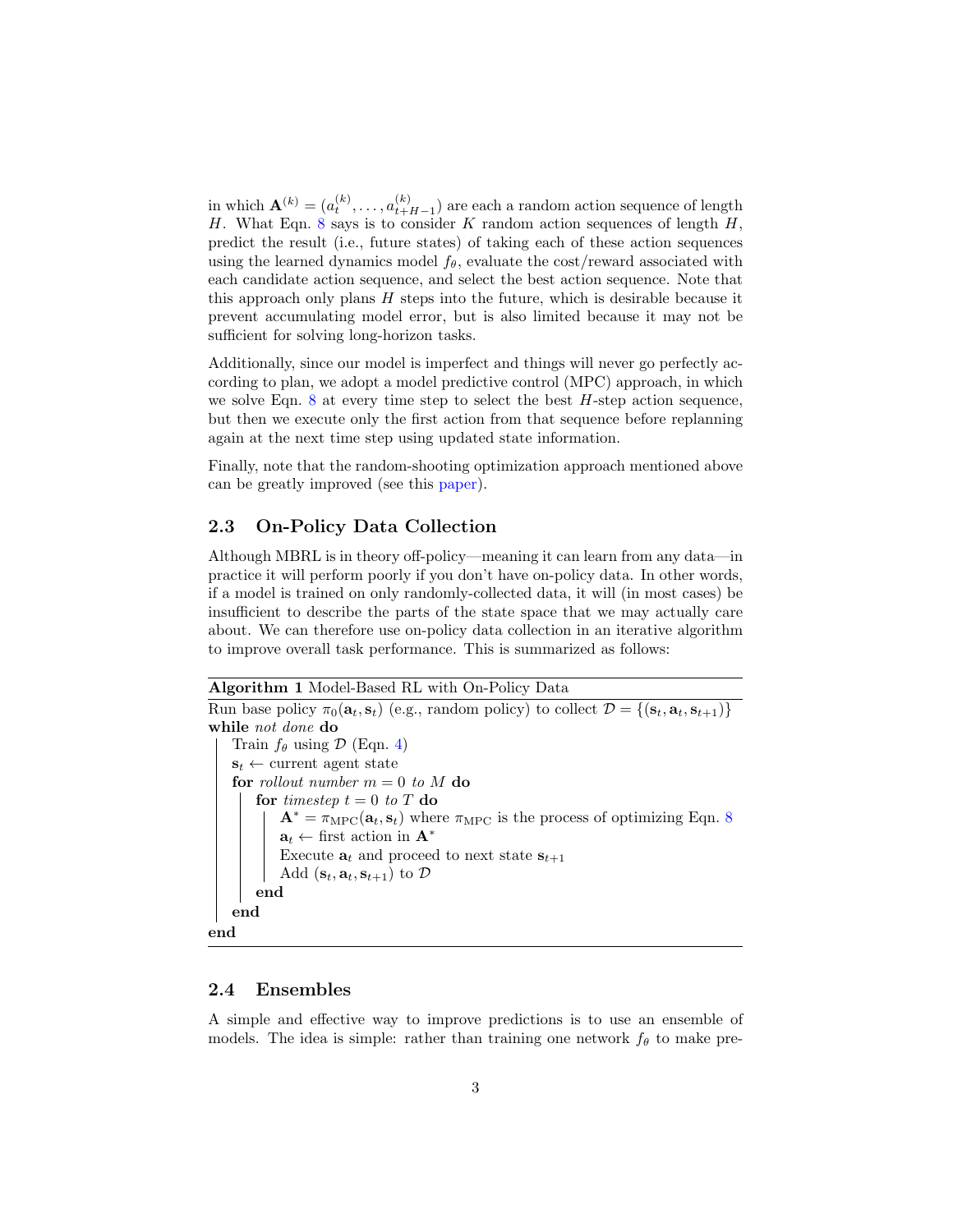in which $\mathbf{A}^{(k)} = (a_t^{(k)}, \ldots, a_{t+H-1}^{(k)})$ are each a random action sequence of length $H$. What Eqn. 8 says is to consider $K$ random action sequences of length $H$, predict the result (i.e., future states) of taking each of these action sequences using the learned dynamics model $f_\theta$, evaluate the cost/reward associated with each candidate action sequence, and select the best action sequence. Note that this approach only plans $H$ steps into the future, which is desirable because it prevent accumulating model error, but is also limited because it may not be sufficient for solving long-horizon tasks.

Additionally, since our model is imperfect and things will never go perfectly according to plan, we adopt a model predictive control (MPC) approach, in which we solve Eqn. 8 at every time step to select the best $H$-step action sequence, but then we execute only the first action from that sequence before replanning again at the next time step using updated state information.

Finally, note that the random-shooting optimization approach mentioned above can be greatly improved (see this paper).

## 2.3 On-Policy Data Collection

Although MBRL is in theory off-policy—meaning it can learn from any data—in practice it will perform poorly if you don't have on-policy data. In other words, if a model is trained on only randomly-collected data, it will (in most cases) be insufficient to describe the parts of the state space that we may actually care about. We can therefore use on-policy data collection in an iterative algorithm to improve overall task performance. This is summarized as follows:

**Algorithm 1** Model-Based RL with On-Policy Data

```
Run base policy π_0(a_t, s_t) (e.g., random policy) to collect D = {(s_t, a_t, s_{t+1})}
while not done do
    Train f_θ using D (Eqn. 4)
    s_t ← current agent state
    for rollout number m = 0 to M do
        for timestep t = 0 to T do
            A* = π_MPC(a_t, s_t) where π_MPC is the process of optimizing Eqn. 8
            a_t ← first action in A*
            Execute a_t and proceed to next state s_{t+1}
            Add (s_t, a_t, s_{t+1}) to D
        end
    end
end
```

## 2.4 Ensembles

A simple and effective way to improve predictions is to use an ensemble of models. The idea is simple: rather than training one network $f_\theta$ to make pre-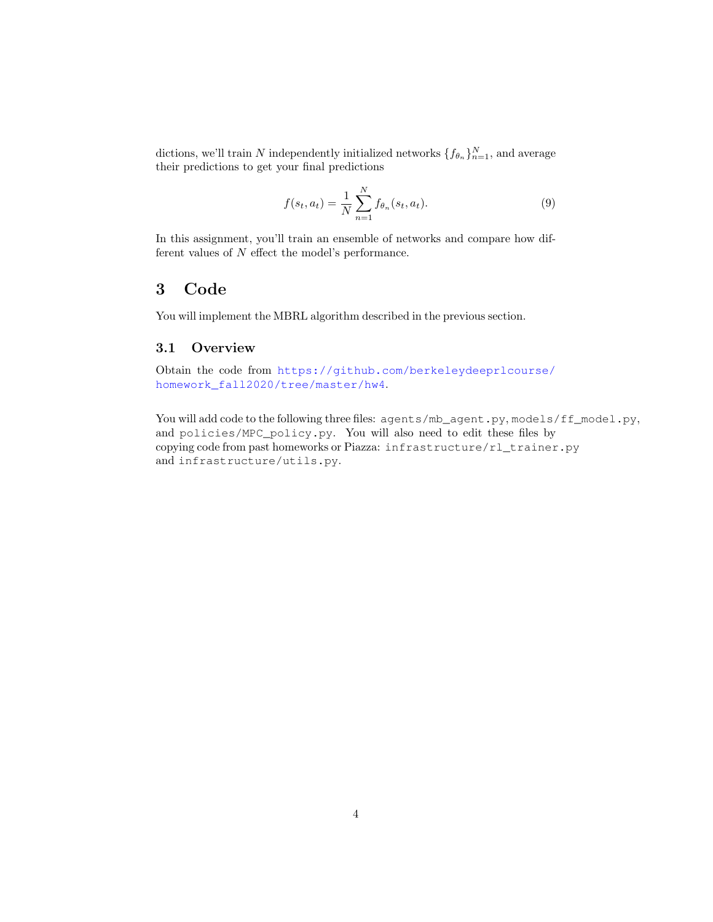dictions, we'll train $N$ independently initialized networks $\{f_{\theta_n}\}_{n=1}^{N}$, and average their predictions to get your final predictions

$$f(s_t, a_t) = \frac{1}{N} \sum_{n=1}^{N} f_{\theta_n}(s_t, a_t). \tag{9}$$

In this assignment, you'll train an ensemble of networks and compare how different values of $N$ effect the model's performance.

# 3 Code

You will implement the MBRL algorithm described in the previous section.

## 3.1 Overview

Obtain the code from https://github.com/berkeleydeeprlcourse/homework_fall2020/tree/master/hw4.

You will add code to the following three files: `agents/mb_agent.py`, `models/ff_model.py`, and `policies/MPC_policy.py`. You will also need to edit these files by copying code from past homeworks or Piazza: `infrastructure/rl_trainer.py` and `infrastructure/utils.py`.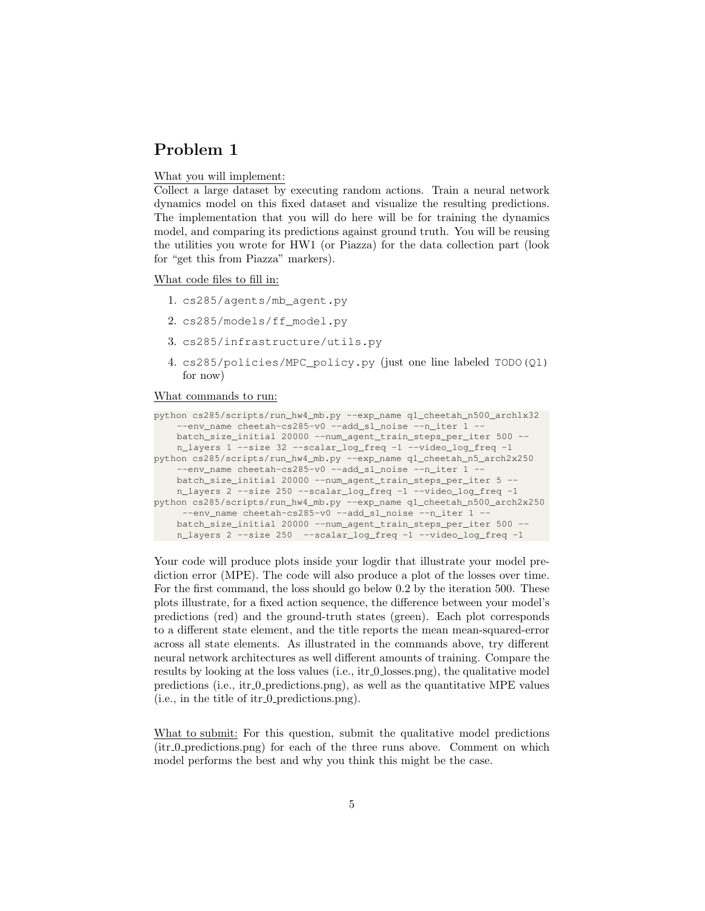## Problem 1

What you will implement:
Collect a large dataset by executing random actions. Train a neural network dynamics model on this fixed dataset and visualize the resulting predictions. The implementation that you will do here will be for training the dynamics model, and comparing its predictions against ground truth. You will be reusing the utilities you wrote for HW1 (or Piazza) for the data collection part (look for "get this from Piazza" markers).

What code files to fill in:

1. cs285/agents/mb_agent.py
2. cs285/models/ff_model.py
3. cs285/infrastructure/utils.py
4. cs285/policies/MPC_policy.py (just one line labeled TODO(Q1) for now)

What commands to run:

```
python cs285/scripts/run_hw4_mb.py --exp_name q1_cheetah_n500_arch1x32
    --env_name cheetah-cs285-v0 --add_sl_noise --n_iter 1 --
    batch_size_initial 20000 --num_agent_train_steps_per_iter 500 --
    n_layers 1 --size 32 --scalar_log_freq -1 --video_log_freq -1
python cs285/scripts/run_hw4_mb.py --exp_name q1_cheetah_n5_arch2x250
    --env_name cheetah-cs285-v0 --add_sl_noise --n_iter 1 --
    batch_size_initial 20000 --num_agent_train_steps_per_iter 5 --
    n_layers 2 --size 250 --scalar_log_freq -1 --video_log_freq -1
python cs285/scripts/run_hw4_mb.py --exp_name q1_cheetah_n500_arch2x250
     --env_name cheetah-cs285-v0 --add_sl_noise --n_iter 1 --
    batch_size_initial 20000 --num_agent_train_steps_per_iter 500 --
    n_layers 2 --size 250  --scalar_log_freq -1 --video_log_freq -1
```

Your code will produce plots inside your logdir that illustrate your model prediction error (MPE). The code will also produce a plot of the losses over time. For the first command, the loss should go below 0.2 by the iteration 500. These plots illustrate, for a fixed action sequence, the difference between your model's predictions (red) and the ground-truth states (green). Each plot corresponds to a different state element, and the title reports the mean mean-squared-error across all state elements. As illustrated in the commands above, try different neural network architectures as well different amounts of training. Compare the results by looking at the loss values (i.e., itr_0_losses.png), the qualitative model predictions (i.e., itr_0_predictions.png), as well as the quantitative MPE values (i.e., in the title of itr_0_predictions.png).

What to submit: For this question, submit the qualitative model predictions (itr_0_predictions.png) for each of the three runs above. Comment on which model performs the best and why you think this might be the case.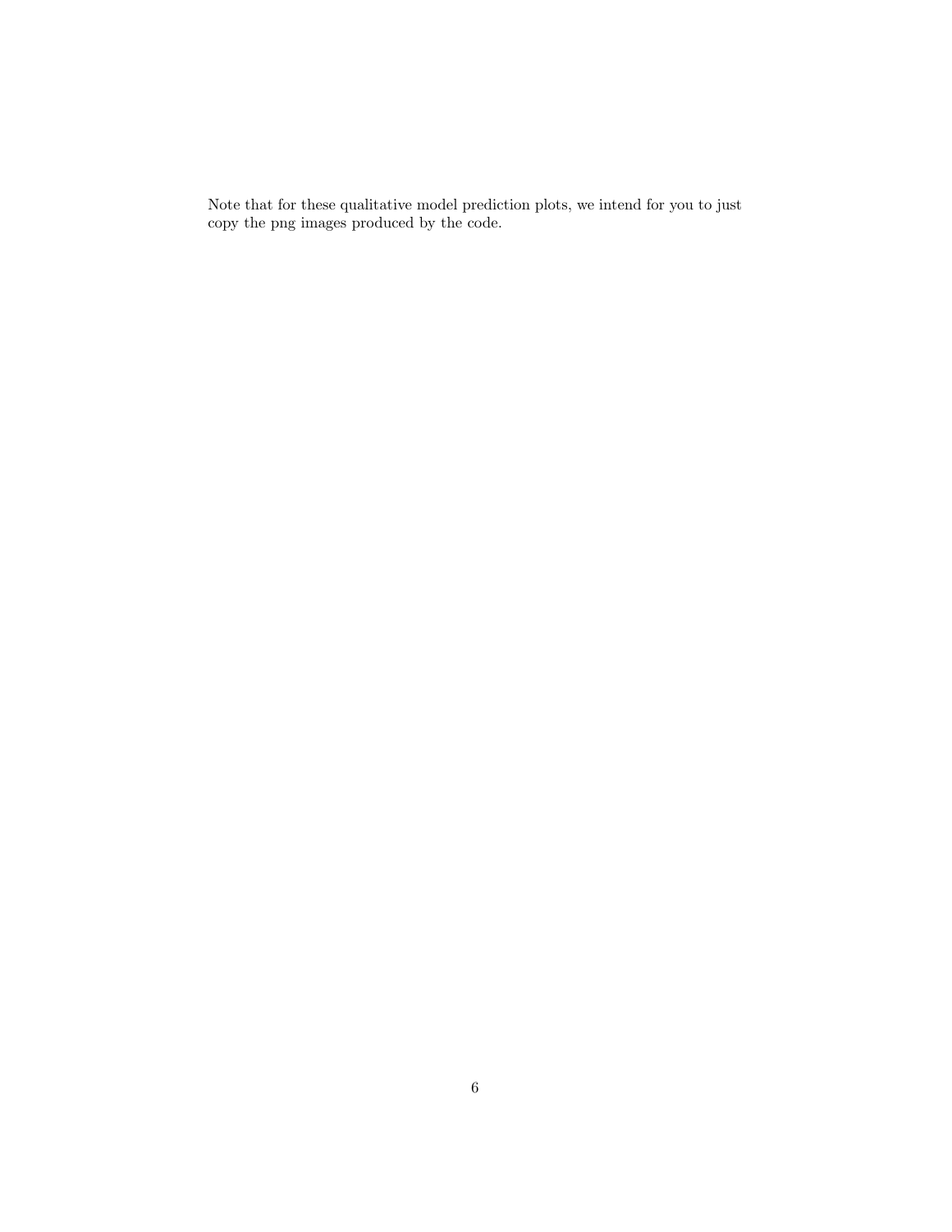Note that for these qualitative model prediction plots, we intend for you to just copy the png images produced by the code.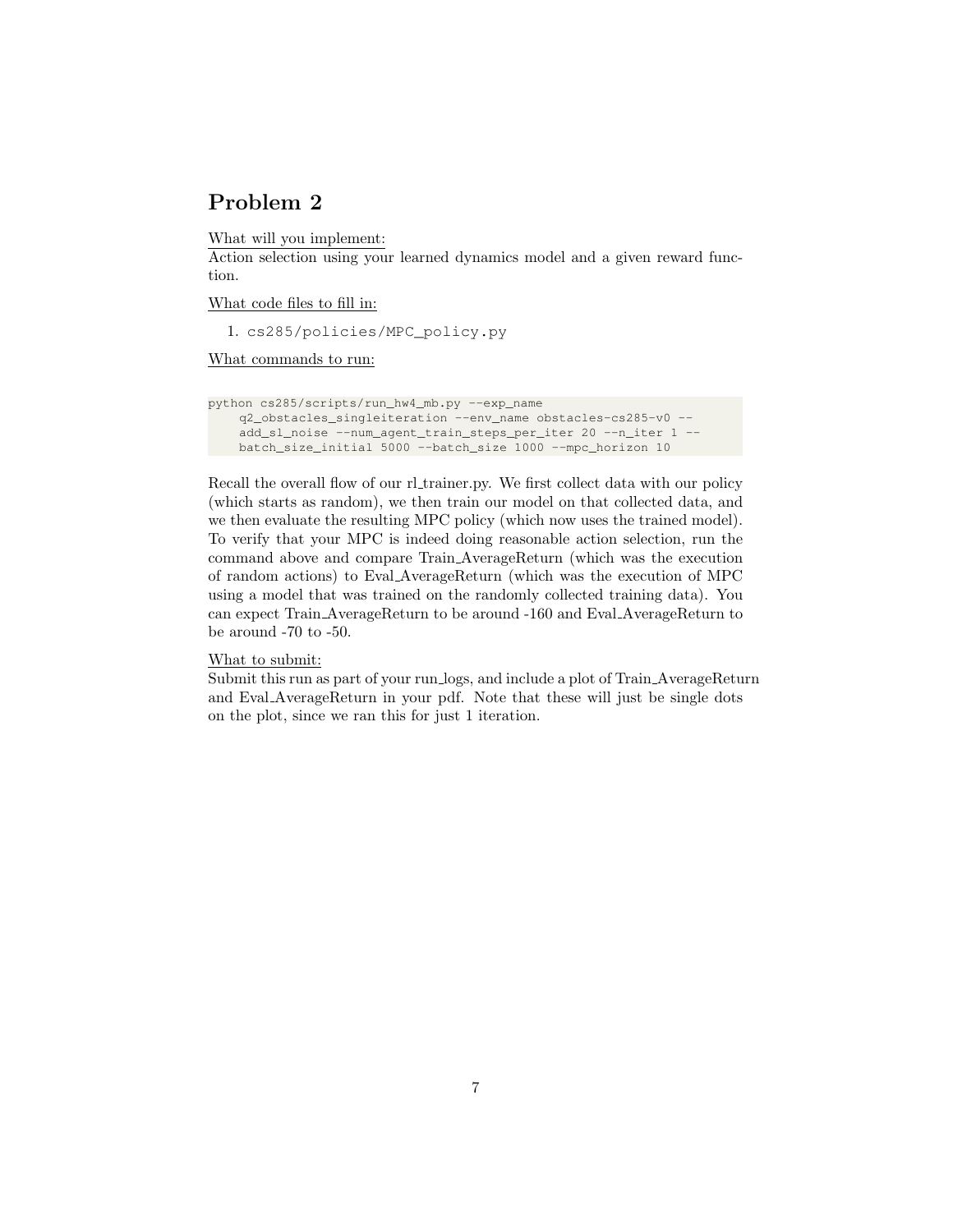## Problem 2

What will you implement:

Action selection using your learned dynamics model and a given reward function.

What code files to fill in:

1. `cs285/policies/MPC_policy.py`

What commands to run:

```
python cs285/scripts/run_hw4_mb.py --exp_name
    q2_obstacles_singleiteration --env_name obstacles-cs285-v0 --
    add_sl_noise --num_agent_train_steps_per_iter 20 --n_iter 1 --
    batch_size_initial 5000 --batch_size 1000 --mpc_horizon 10
```

Recall the overall flow of our rl_trainer.py. We first collect data with our policy (which starts as random), we then train our model on that collected data, and we then evaluate the resulting MPC policy (which now uses the trained model). To verify that your MPC is indeed doing reasonable action selection, run the command above and compare Train_AverageReturn (which was the execution of random actions) to Eval_AverageReturn (which was the execution of MPC using a model that was trained on the randomly collected training data). You can expect Train_AverageReturn to be around -160 and Eval_AverageReturn to be around -70 to -50.

What to submit:

Submit this run as part of your run_logs, and include a plot of Train_AverageReturn and Eval_AverageReturn in your pdf. Note that these will just be single dots on the plot, since we ran this for just 1 iteration.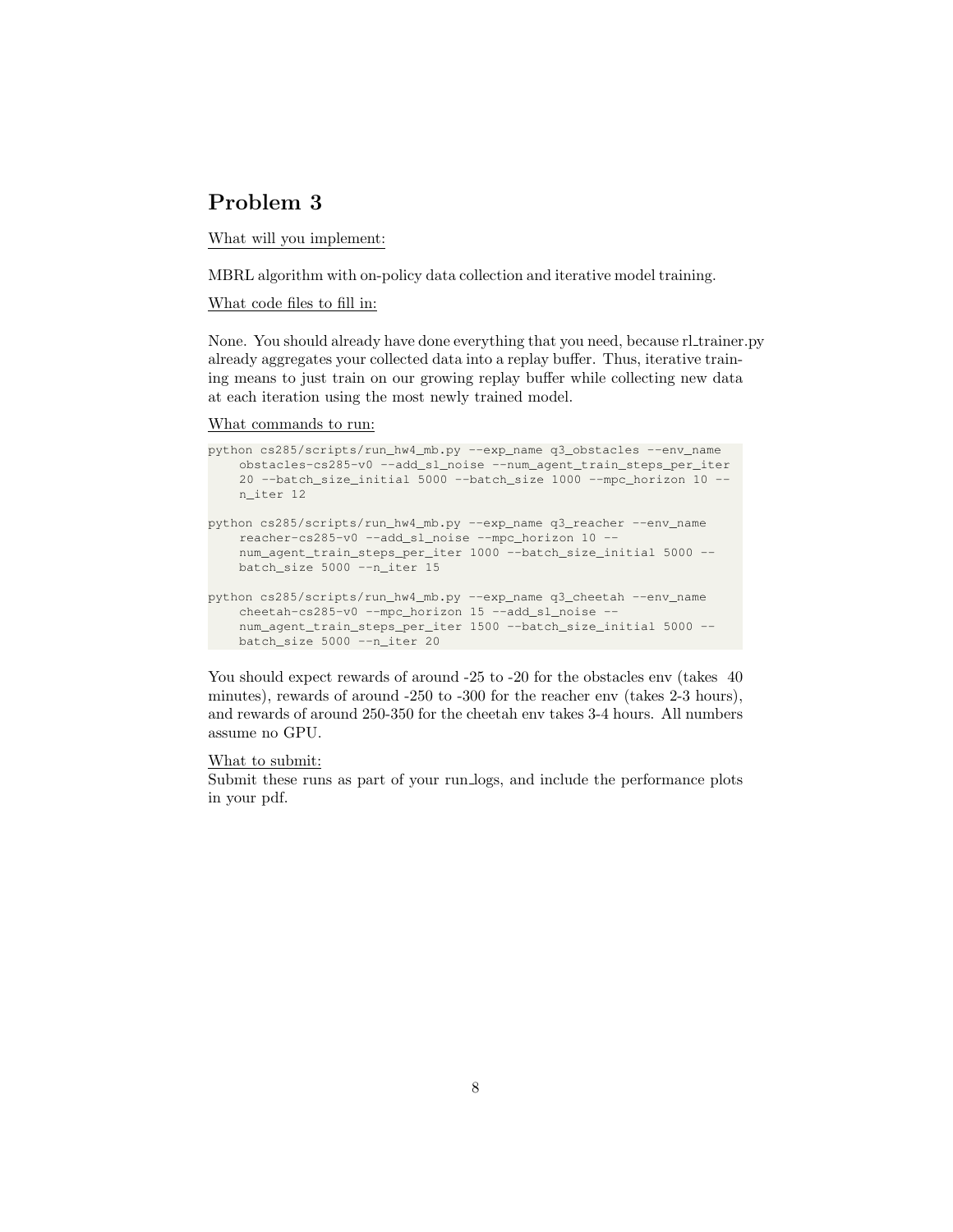# Problem 3

What will you implement:

MBRL algorithm with on-policy data collection and iterative model training.

What code files to fill in:

None. You should already have done everything that you need, because rl_trainer.py already aggregates your collected data into a replay buffer. Thus, iterative training means to just train on our growing replay buffer while collecting new data at each iteration using the most newly trained model.

What commands to run:

```
python cs285/scripts/run_hw4_mb.py --exp_name q3_obstacles --env_name
    obstacles-cs285-v0 --add_sl_noise --num_agent_train_steps_per_iter
    20 --batch_size_initial 5000 --batch_size 1000 --mpc_horizon 10 --
    n_iter 12

python cs285/scripts/run_hw4_mb.py --exp_name q3_reacher --env_name
    reacher-cs285-v0 --add_sl_noise --mpc_horizon 10 --
    num_agent_train_steps_per_iter 1000 --batch_size_initial 5000 --
    batch_size 5000 --n_iter 15

python cs285/scripts/run_hw4_mb.py --exp_name q3_cheetah --env_name
    cheetah-cs285-v0 --mpc_horizon 15 --add_sl_noise --
    num_agent_train_steps_per_iter 1500 --batch_size_initial 5000 --
    batch_size 5000 --n_iter 20
```

You should expect rewards of around -25 to -20 for the obstacles env (takes 40 minutes), rewards of around -250 to -300 for the reacher env (takes 2-3 hours), and rewards of around 250-350 for the cheetah env takes 3-4 hours. All numbers assume no GPU.

What to submit:
Submit these runs as part of your run_logs, and include the performance plots in your pdf.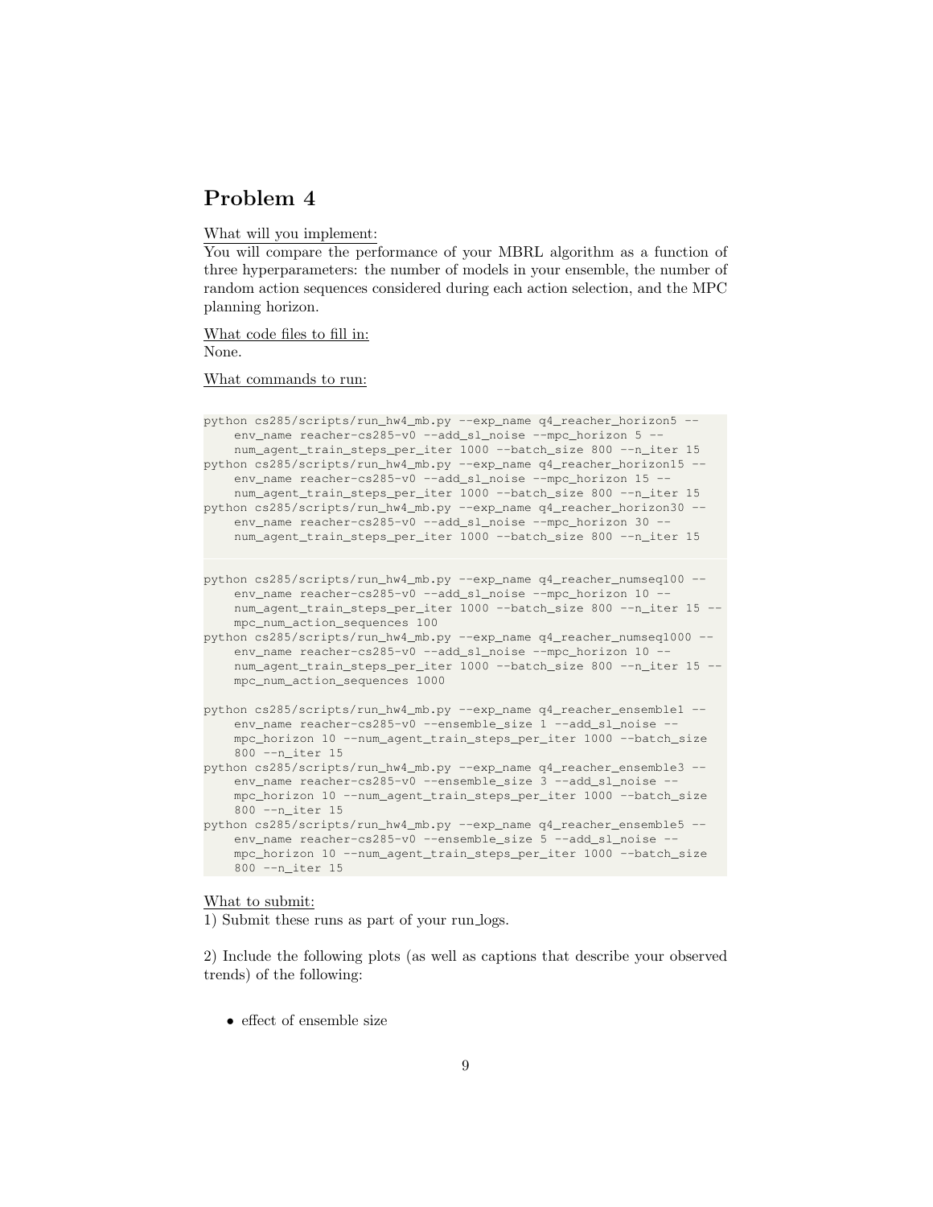## Problem 4

What will you implement:
You will compare the performance of your MBRL algorithm as a function of three hyperparameters: the number of models in your ensemble, the number of random action sequences considered during each action selection, and the MPC planning horizon.

What code files to fill in:
None.

What commands to run:

```
python cs285/scripts/run_hw4_mb.py --exp_name q4_reacher_horizon5 --
    env_name reacher-cs285-v0 --add_sl_noise --mpc_horizon 5 --
    num_agent_train_steps_per_iter 1000 --batch_size 800 --n_iter 15
python cs285/scripts/run_hw4_mb.py --exp_name q4_reacher_horizon15 --
    env_name reacher-cs285-v0 --add_sl_noise --mpc_horizon 15 --
    num_agent_train_steps_per_iter 1000 --batch_size 800 --n_iter 15
python cs285/scripts/run_hw4_mb.py --exp_name q4_reacher_horizon30 --
    env_name reacher-cs285-v0 --add_sl_noise --mpc_horizon 30 --
    num_agent_train_steps_per_iter 1000 --batch_size 800 --n_iter 15
```

```
python cs285/scripts/run_hw4_mb.py --exp_name q4_reacher_numseq100 --
    env_name reacher-cs285-v0 --add_sl_noise --mpc_horizon 10 --
    num_agent_train_steps_per_iter 1000 --batch_size 800 --n_iter 15 --
    mpc_num_action_sequences 100
python cs285/scripts/run_hw4_mb.py --exp_name q4_reacher_numseq1000 --
    env_name reacher-cs285-v0 --add_sl_noise --mpc_horizon 10 --
    num_agent_train_steps_per_iter 1000 --batch_size 800 --n_iter 15 --
    mpc_num_action_sequences 1000

python cs285/scripts/run_hw4_mb.py --exp_name q4_reacher_ensemble1 --
    env_name reacher-cs285-v0 --ensemble_size 1 --add_sl_noise --
    mpc_horizon 10 --num_agent_train_steps_per_iter 1000 --batch_size
    800 --n_iter 15
python cs285/scripts/run_hw4_mb.py --exp_name q4_reacher_ensemble3 --
    env_name reacher-cs285-v0 --ensemble_size 3 --add_sl_noise --
    mpc_horizon 10 --num_agent_train_steps_per_iter 1000 --batch_size
    800 --n_iter 15
python cs285/scripts/run_hw4_mb.py --exp_name q4_reacher_ensemble5 --
    env_name reacher-cs285-v0 --ensemble_size 5 --add_sl_noise --
    mpc_horizon 10 --num_agent_train_steps_per_iter 1000 --batch_size
    800 --n_iter 15
```

What to submit:
1) Submit these runs as part of your run_logs.

2) Include the following plots (as well as captions that describe your observed trends) of the following:

- effect of ensemble size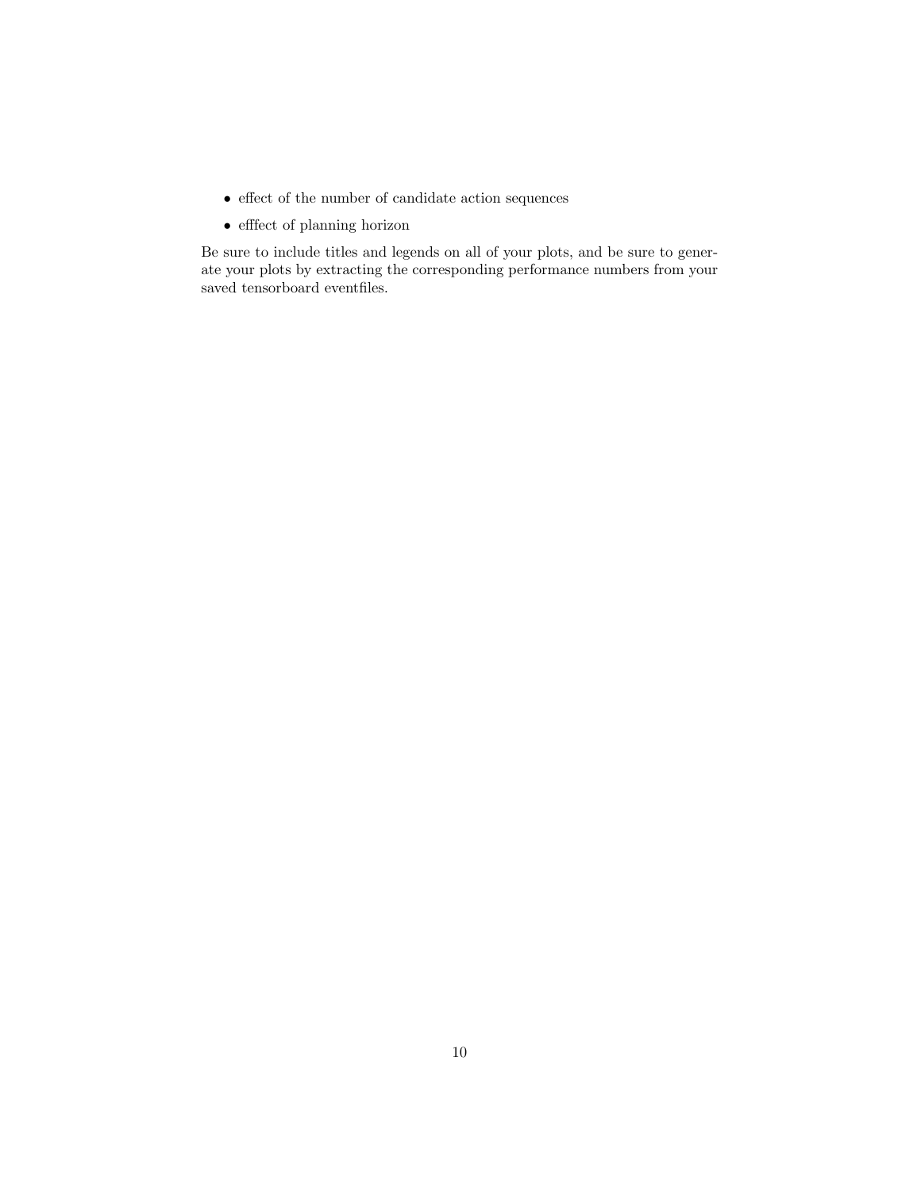- effect of the number of candidate action sequences
- efffect of planning horizon

Be sure to include titles and legends on all of your plots, and be sure to generate your plots by extracting the corresponding performance numbers from your saved tensorboard eventfiles.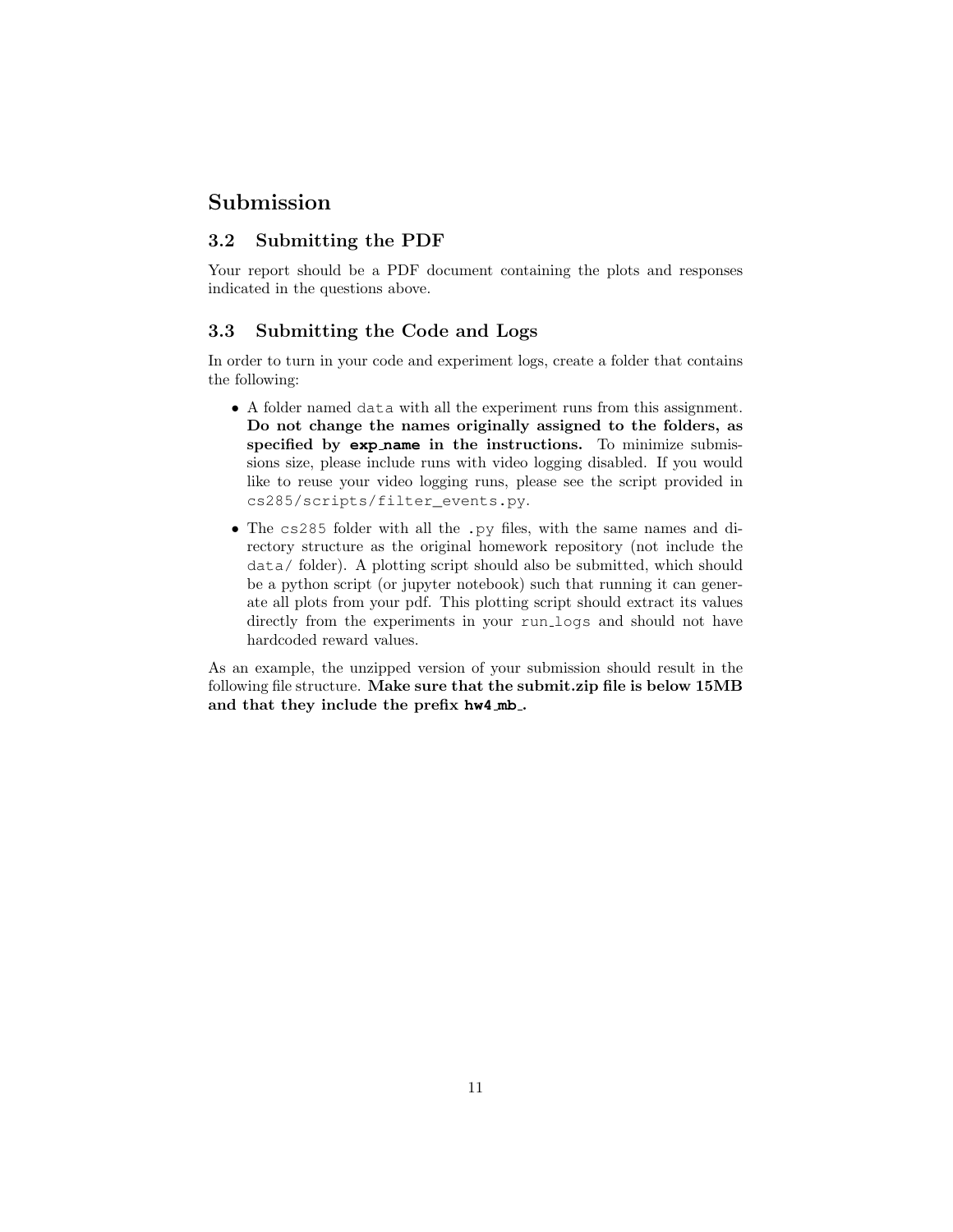# Submission

## 3.2 Submitting the PDF

Your report should be a PDF document containing the plots and responses indicated in the questions above.

## 3.3 Submitting the Code and Logs

In order to turn in your code and experiment logs, create a folder that contains the following:

- A folder named `data` with all the experiment runs from this assignment. **Do not change the names originally assigned to the folders, as specified by `exp_name` in the instructions.** To minimize submissions size, please include runs with video logging disabled. If you would like to reuse your video logging runs, please see the script provided in `cs285/scripts/filter_events.py`.
- The `cs285` folder with all the `.py` files, with the same names and directory structure as the original homework repository (not include the `data/` folder). A plotting script should also be submitted, which should be a python script (or jupyter notebook) such that running it can generate all plots from your pdf. This plotting script should extract its values directly from the experiments in your `run_logs` and should not have hardcoded reward values.

As an example, the unzipped version of your submission should result in the following file structure. **Make sure that the submit.zip file is below 15MB and that they include the prefix `hw4_mb_`.**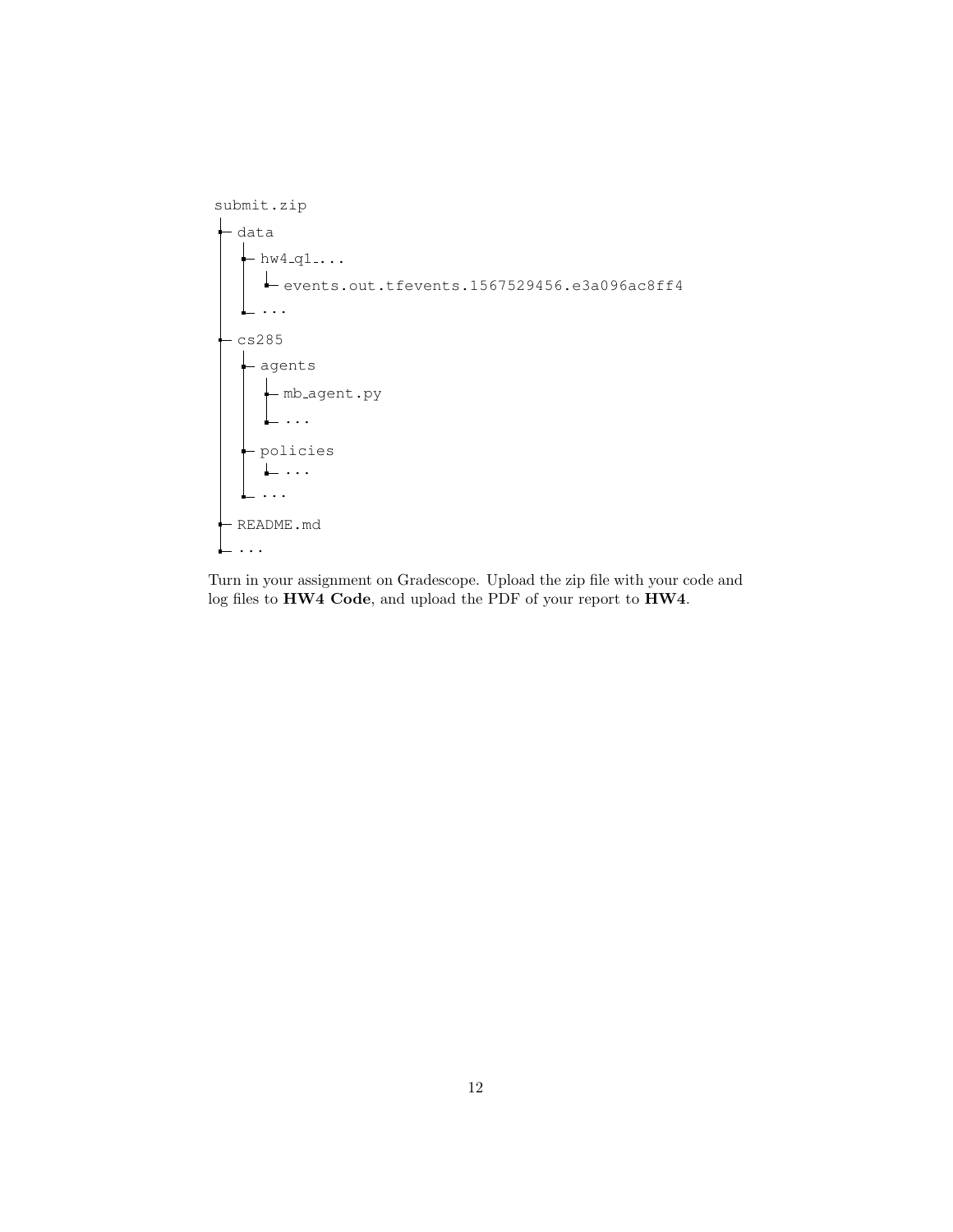```
submit.zip
├── data
│   ├── hw4_q1_...
│   │   └── events.out.tfevents.1567529456.e3a096ac8ff4
│   └── ...
├── cs285
│   ├── agents
│   │   ├── mb_agent.py
│   │   └── ...
│   ├── policies
│   │   └── ...
│   └── ...
├── README.md
└── ...
```

Turn in your assignment on Gradescope. Upload the zip file with your code and log files to **HW4 Code**, and upload the PDF of your report to **HW4**.